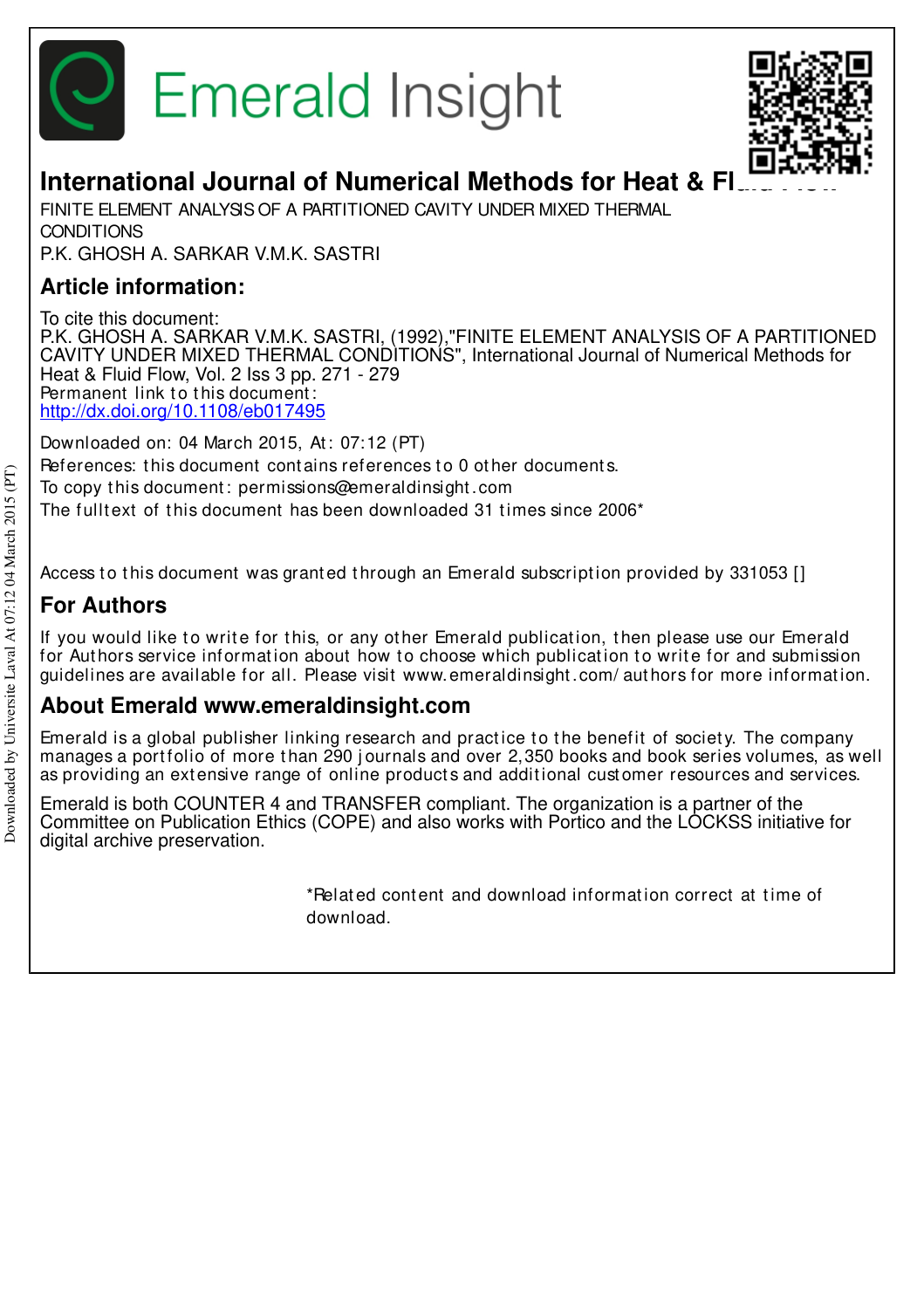# Emerald Insight

## International Journal of Numerical Methods for Heat & Fluid Flow

FINITE ELEMENT ANALYSIS OF A PARTITIONED CAVITY UNDER MIXED THERMAL CONDITIONS

P.K. GHOSH A. SARKAR V.M.K. SASTRI

## Article information:

To cite this document:
P.K. GHOSH A. SARKAR V.M.K. SASTRI, (1992),"FINITE ELEMENT ANALYSIS OF A PARTITIONED CAVITY UNDER MIXED THERMAL CONDITIONS", International Journal of Numerical Methods for Heat & Fluid Flow, Vol. 2 Iss 3 pp. 271 - 279
Permanent link to this document:
http://dx.doi.org/10.1108/eb017495

Downloaded on: 04 March 2015, At: 07:12 (PT)
References: this document contains references to 0 other documents.
To copy this document: permissions@emeraldinsight.com
The fulltext of this document has been downloaded 31 times since 2006*

Access to this document was granted through an Emerald subscription provided by 331053 []

## For Authors

If you would like to write for this, or any other Emerald publication, then please use our Emerald for Authors service information about how to choose which publication to write for and submission guidelines are available for all. Please visit www.emeraldinsight.com/authors for more information.

## About Emerald www.emeraldinsight.com

Emerald is a global publisher linking research and practice to the benefit of society. The company manages a portfolio of more than 290 journals and over 2,350 books and book series volumes, as well as providing an extensive range of online products and additional customer resources and services.

Emerald is both COUNTER 4 and TRANSFER compliant. The organization is a partner of the Committee on Publication Ethics (COPE) and also works with Portico and the LOCKSS initiative for digital archive preservation.

*Related content and download information correct at time of download.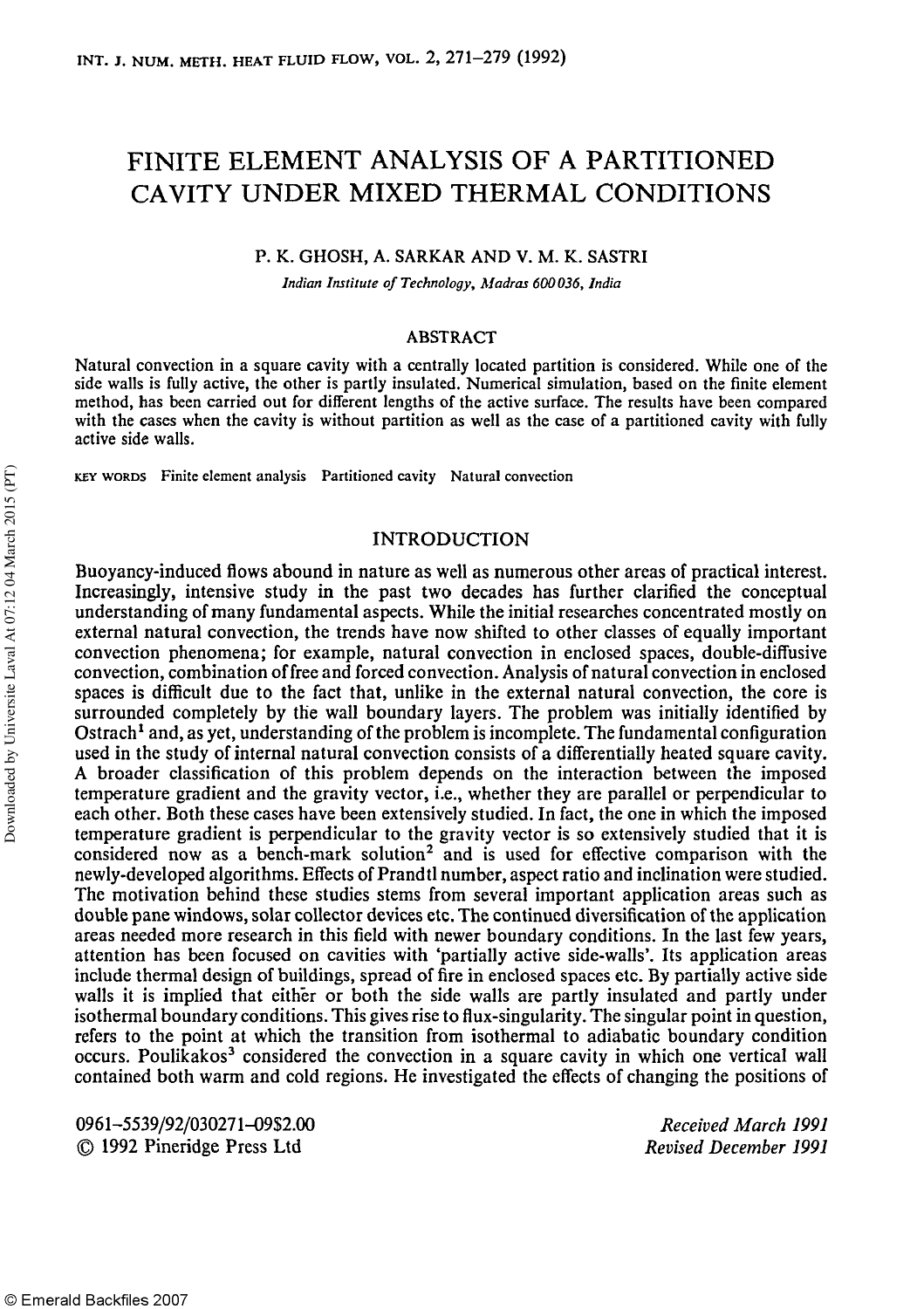# FINITE ELEMENT ANALYSIS OF A PARTITIONED CAVITY UNDER MIXED THERMAL CONDITIONS

P. K. GHOSH, A. SARKAR AND V. M. K. SASTRI

*Indian Institute of Technology, Madras 600 036, India*

## ABSTRACT

Natural convection in a square cavity with a centrally located partition is considered. While one of the side walls is fully active, the other is partly insulated. Numerical simulation, based on the finite element method, has been carried out for different lengths of the active surface. The results have been compared with the cases when the cavity is without partition as well as the case of a partitioned cavity with fully active side walls.

KEY WORDS Finite element analysis Partitioned cavity Natural convection

## INTRODUCTION

Buoyancy-induced flows abound in nature as well as numerous other areas of practical interest. Increasingly, intensive study in the past two decades has further clarified the conceptual understanding of many fundamental aspects. While the initial researches concentrated mostly on external natural convection, the trends have now shifted to other classes of equally important convection phenomena; for example, natural convection in enclosed spaces, double-diffusive convection, combination of free and forced convection. Analysis of natural convection in enclosed spaces is difficult due to the fact that, unlike in the external natural convection, the core is surrounded completely by the wall boundary layers. The problem was initially identified by Ostrach[1] and, as yet, understanding of the problem is incomplete. The fundamental configuration used in the study of internal natural convection consists of a differentially heated square cavity. A broader classification of this problem depends on the interaction between the imposed temperature gradient and the gravity vector, i.e., whether they are parallel or perpendicular to each other. Both these cases have been extensively studied. In fact, the one in which the imposed temperature gradient is perpendicular to the gravity vector is so extensively studied that it is considered now as a bench-mark solution[2] and is used for effective comparison with the newly-developed algorithms. Effects of Prandtl number, aspect ratio and inclination were studied. The motivation behind these studies stems from several important application areas such as double pane windows, solar collector devices etc. The continued diversification of the application areas needed more research in this field with newer boundary conditions. In the last few years, attention has been focused on cavities with 'partially active side-walls'. Its application areas include thermal design of buildings, spread of fire in enclosed spaces etc. By partially active side walls it is implied that either or both the side walls are partly insulated and partly under isothermal boundary conditions. This gives rise to flux-singularity. The singular point in question, refers to the point at which the transition from isothermal to adiabatic boundary condition occurs. Poulikakos[3] considered the convection in a square cavity in which one vertical wall contained both warm and cold regions. He investigated the effects of changing the positions of

0961-5539/92/030271-09$2.00
© 1992 Pineridge Press Ltd

*Received March 1991*
*Revised December 1991*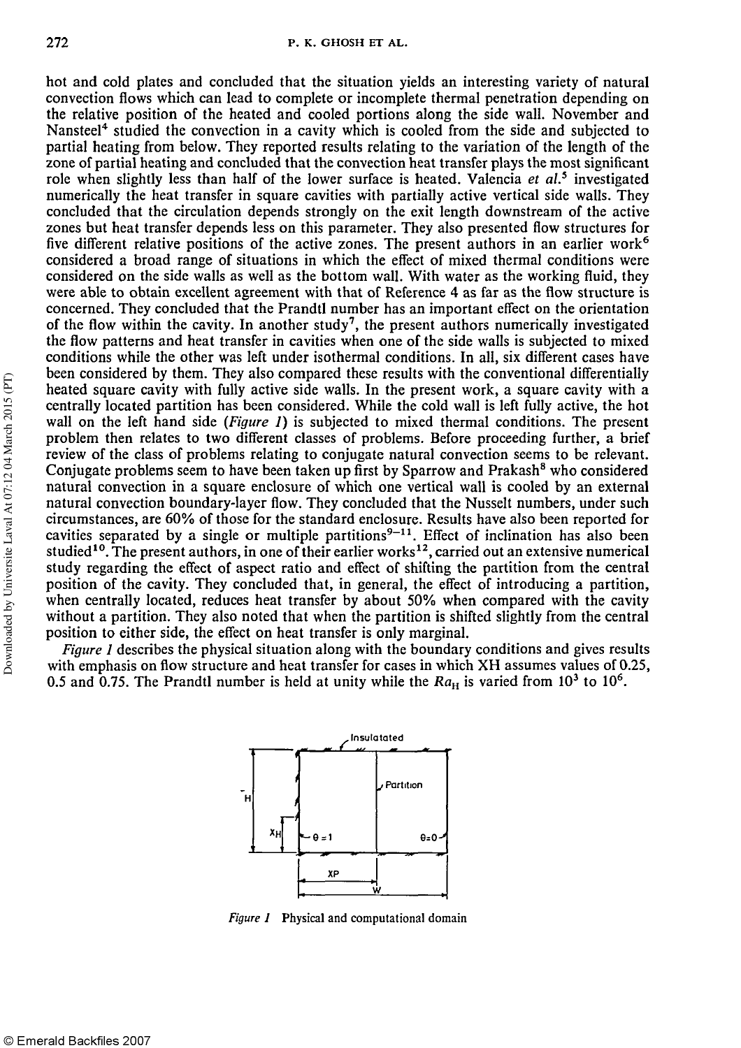hot and cold plates and concluded that the situation yields an interesting variety of natural convection flows which can lead to complete or incomplete thermal penetration depending on the relative position of the heated and cooled portions along the side wall. November and Nansteel[4] studied the convection in a cavity which is cooled from the side and subjected to partial heating from below. They reported results relating to the variation of the length of the zone of partial heating and concluded that the convection heat transfer plays the most significant role when slightly less than half of the lower surface is heated. Valencia *et al.*[5] investigated numerically the heat transfer in square cavities with partially active vertical side walls. They concluded that the circulation depends strongly on the exit length downstream of the active zones but heat transfer depends less on this parameter. They also presented flow structures for five different relative positions of the active zones. The present authors in an earlier work[6] considered a broad range of situations in which the effect of mixed thermal conditions were considered on the side walls as well as the bottom wall. With water as the working fluid, they were able to obtain excellent agreement with that of Reference 4 as far as the flow structure is concerned. They concluded that the Prandtl number has an important effect on the orientation of the flow within the cavity. In another study[7], the present authors numerically investigated the flow patterns and heat transfer in cavities when one of the side walls is subjected to mixed conditions while the other was left under isothermal conditions. In all, six different cases have been considered by them. They also compared these results with the conventional differentially heated square cavity with fully active side walls. In the present work, a square cavity with a centrally located partition has been considered. While the cold wall is left fully active, the hot wall on the left hand side (*Figure 1*) is subjected to mixed thermal conditions. The present problem then relates to two different classes of problems. Before proceeding further, a brief review of the class of problems relating to conjugate natural convection seems to be relevant. Conjugate problems seem to have been taken up first by Sparrow and Prakash[8] who considered natural convection in a square enclosure of which one vertical wall is cooled by an external natural convection boundary-layer flow. They concluded that the Nusselt numbers, under such circumstances, are 60% of those for the standard enclosure. Results have also been reported for cavities separated by a single or multiple partitions[9–11]. Effect of inclination has also been studied[10]. The present authors, in one of their earlier works[12], carried out an extensive numerical study regarding the effect of aspect ratio and effect of shifting the partition from the central position of the cavity. They concluded that, in general, the effect of introducing a partition, when centrally located, reduces heat transfer by about 50% when compared with the cavity without a partition. They also noted that when the partition is shifted slightly from the central position to either side, the effect on heat transfer is only marginal.

*Figure 1* describes the physical situation along with the boundary conditions and gives results with emphasis on flow structure and heat transfer for cases in which XH assumes values of 0.25, 0.5 and 0.75. The Prandtl number is held at unity while the $Ra_H$ is varied from $10^3$ to $10^6$.

*Figure 1* Physical and computational domain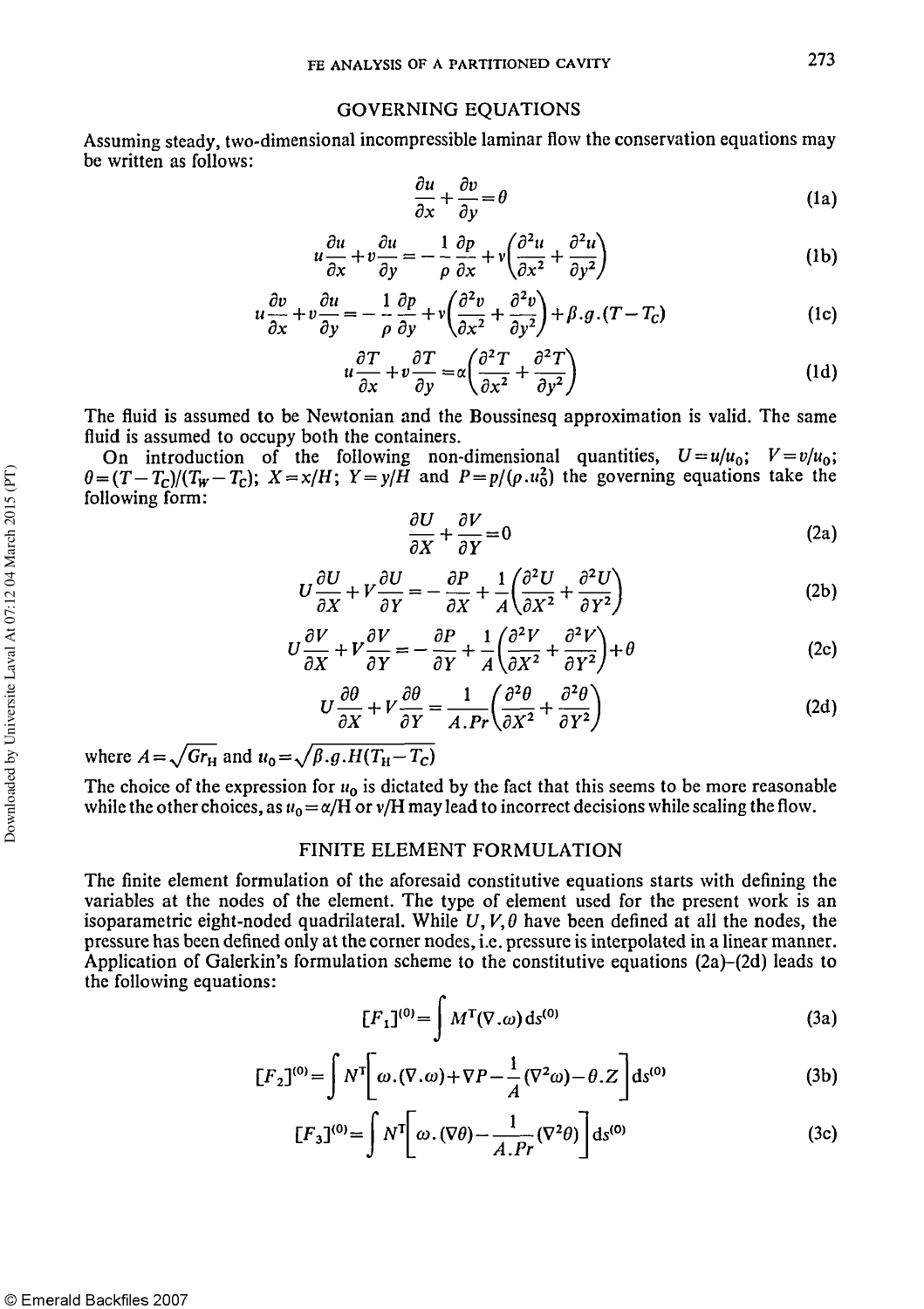## GOVERNING EQUATIONS

Assuming steady, two-dimensional incompressible laminar flow the conservation equations may be written as follows:

$$\frac{\partial u}{\partial x}+\frac{\partial v}{\partial y}=\theta \tag{1a}$$

$$u\frac{\partial u}{\partial x}+v\frac{\partial u}{\partial y}=-\frac{1}{\rho}\frac{\partial p}{\partial x}+v\left(\frac{\partial^2 u}{\partial x^2}+\frac{\partial^2 u}{\partial y^2}\right) \tag{1b}$$

$$u\frac{\partial v}{\partial x}+v\frac{\partial u}{\partial y}=-\frac{1}{\rho}\frac{\partial p}{\partial y}+v\left(\frac{\partial^2 v}{\partial x^2}+\frac{\partial^2 v}{\partial y^2}\right)+\beta.g.(T-T_C) \tag{1c}$$

$$u\frac{\partial T}{\partial x}+v\frac{\partial T}{\partial y}=\alpha\left(\frac{\partial^2 T}{\partial x^2}+\frac{\partial^2 T}{\partial y^2}\right) \tag{1d}$$

The fluid is assumed to be Newtonian and the Boussinesq approximation is valid. The same fluid is assumed to occupy both the containers.

On introduction of the following non-dimensional quantities, $U=u/u_0$; $V=v/u_0$; $\theta=(T-T_C)/(T_W-T_C)$; $X=x/H$; $Y=y/H$ and $P=p/(\rho.u_0^2)$ the governing equations take the following form:

$$\frac{\partial U}{\partial X}+\frac{\partial V}{\partial Y}=0 \tag{2a}$$

$$U\frac{\partial U}{\partial X}+V\frac{\partial U}{\partial Y}=-\frac{\partial P}{\partial X}+\frac{1}{A}\left(\frac{\partial^2 U}{\partial X^2}+\frac{\partial^2 U}{\partial Y^2}\right) \tag{2b}$$

$$U\frac{\partial V}{\partial X}+V\frac{\partial V}{\partial Y}=-\frac{\partial P}{\partial Y}+\frac{1}{A}\left(\frac{\partial^2 V}{\partial X^2}+\frac{\partial^2 V}{\partial Y^2}\right)+\theta \tag{2c}$$

$$U\frac{\partial \theta}{\partial X}+V\frac{\partial \theta}{\partial Y}=\frac{1}{A.Pr}\left(\frac{\partial^2 \theta}{\partial X^2}+\frac{\partial^2 \theta}{\partial Y^2}\right) \tag{2d}$$

where $A=\sqrt{Gr_H}$ and $u_0=\sqrt{\beta.g.H(T_H-T_C)}$

The choice of the expression for $u_0$ is dictated by the fact that this seems to be more reasonable while the other choices, as $u_0=\alpha/H$ or $v/H$ may lead to incorrect decisions while scaling the flow.

## FINITE ELEMENT FORMULATION

The finite element formulation of the aforesaid constitutive equations starts with defining the variables at the nodes of the element. The type of element used for the present work is an isoparametric eight-noded quadrilateral. While $U, V, \theta$ have been defined at all the nodes, the pressure has been defined only at the corner nodes, i.e. pressure is interpolated in a linear manner. Application of Galerkin's formulation scheme to the constitutive equations (2a)–(2d) leads to the following equations:

$$[F_1]^{(0)}=\int M^T(\nabla.\omega)\,ds^{(0)} \tag{3a}$$

$$[F_2]^{(0)}=\int N^T\left[\omega.(\nabla.\omega)+\nabla P-\frac{1}{A}(\nabla^2\omega)-\theta.Z\right]ds^{(0)} \tag{3b}$$

$$[F_3]^{(0)}=\int N^T\left[\omega.(\nabla\theta)-\frac{1}{A.Pr}(\nabla^2\theta)\right]ds^{(0)} \tag{3c}$$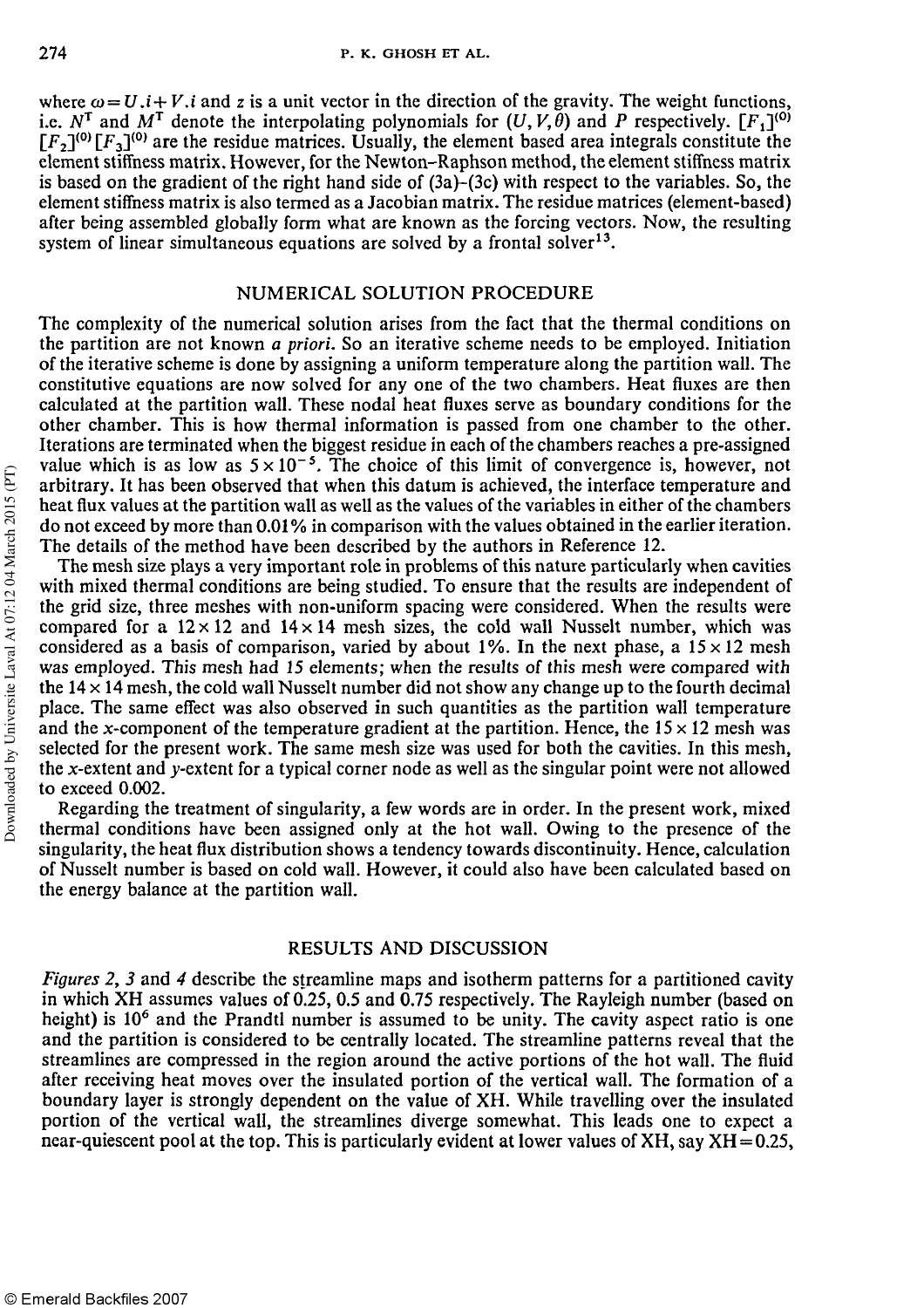where $\omega = U.i + V.i$ and $z$ is a unit vector in the direction of the gravity. The weight functions, i.e. $N^T$ and $M^T$ denote the interpolating polynomials for $(U, V, \theta)$ and $P$ respectively. $[F_1]^{(0)}$ $[F_2]^{(0)}$ $[F_3]^{(0)}$ are the residue matrices. Usually, the element based area integrals constitute the element stiffness matrix. However, for the Newton–Raphson method, the element stiffness matrix is based on the gradient of the right hand side of (3a)–(3c) with respect to the variables. So, the element stiffness matrix is also termed as a Jacobian matrix. The residue matrices (element-based) after being assembled globally form what are known as the forcing vectors. Now, the resulting system of linear simultaneous equations are solved by a frontal solver[13].

## NUMERICAL SOLUTION PROCEDURE

The complexity of the numerical solution arises from the fact that the thermal conditions on the partition are not known *a priori*. So an iterative scheme needs to be employed. Initiation of the iterative scheme is done by assigning a uniform temperature along the partition wall. The constitutive equations are now solved for any one of the two chambers. Heat fluxes are then calculated at the partition wall. These nodal heat fluxes serve as boundary conditions for the other chamber. This is how thermal information is passed from one chamber to the other. Iterations are terminated when the biggest residue in each of the chambers reaches a pre-assigned value which is as low as $5 \times 10^{-5}$. The choice of this limit of convergence is, however, not arbitrary. It has been observed that when this datum is achieved, the interface temperature and heat flux values at the partition wall as well as the values of the variables in either of the chambers do not exceed by more than 0.01% in comparison with the values obtained in the earlier iteration. The details of the method have been described by the authors in Reference 12.

The mesh size plays a very important role in problems of this nature particularly when cavities with mixed thermal conditions are being studied. To ensure that the results are independent of the grid size, three meshes with non-uniform spacing were considered. When the results were compared for a $12 \times 12$ and $14 \times 14$ mesh sizes, the cold wall Nusselt number, which was considered as a basis of comparison, varied by about 1%. In the next phase, a $15 \times 12$ mesh was employed. This mesh had 15 elements; when the results of this mesh were compared with the $14 \times 14$ mesh, the cold wall Nusselt number did not show any change up to the fourth decimal place. The same effect was also observed in such quantities as the partition wall temperature and the $x$-component of the temperature gradient at the partition. Hence, the $15 \times 12$ mesh was selected for the present work. The same mesh size was used for both the cavities. In this mesh, the $x$-extent and $y$-extent for a typical corner node as well as the singular point were not allowed to exceed 0.002.

Regarding the treatment of singularity, a few words are in order. In the present work, mixed thermal conditions have been assigned only at the hot wall. Owing to the presence of the singularity, the heat flux distribution shows a tendency towards discontinuity. Hence, calculation of Nusselt number is based on cold wall. However, it could also have been calculated based on the energy balance at the partition wall.

## RESULTS AND DISCUSSION

*Figures 2, 3* and *4* describe the streamline maps and isotherm patterns for a partitioned cavity in which XH assumes values of 0.25, 0.5 and 0.75 respectively. The Rayleigh number (based on height) is $10^6$ and the Prandtl number is assumed to be unity. The cavity aspect ratio is one and the partition is considered to be centrally located. The streamline patterns reveal that the streamlines are compressed in the region around the active portions of the hot wall. The fluid after receiving heat moves over the insulated portion of the vertical wall. The formation of a boundary layer is strongly dependent on the value of XH. While travelling over the insulated portion of the vertical wall, the streamlines diverge somewhat. This leads one to expect a near-quiescent pool at the top. This is particularly evident at lower values of XH, say XH = 0.25,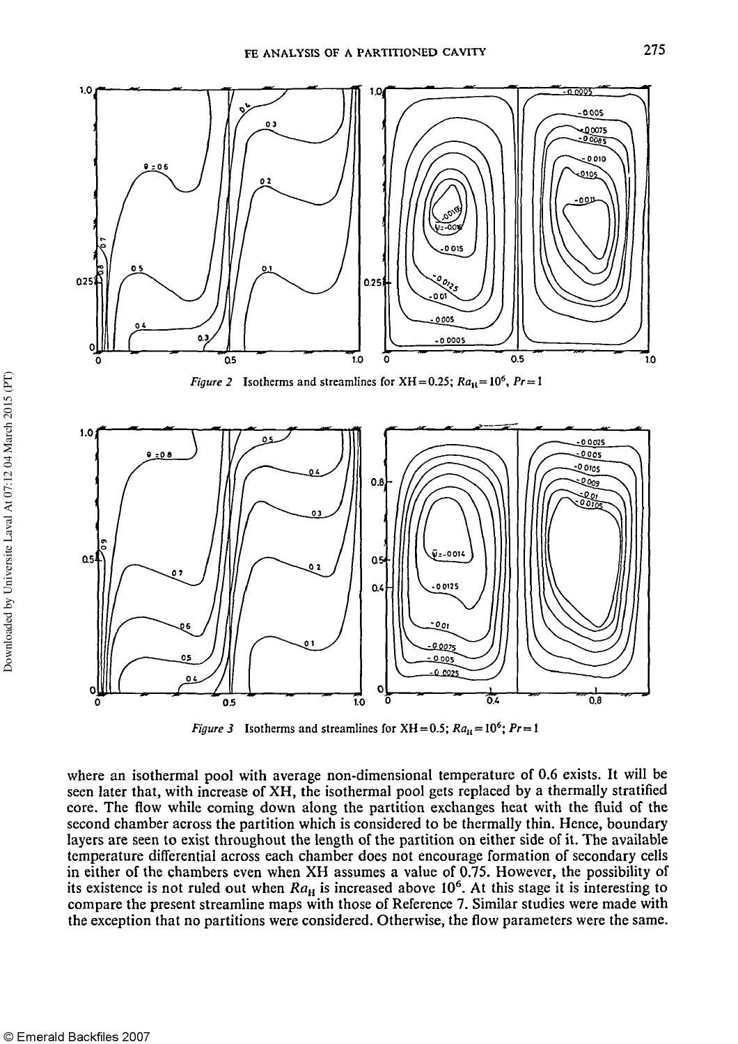Figure 2 Isotherms and streamlines for XH = 0.25; $Ra_H = 10^6$, $Pr = 1$

Figure 3 Isotherms and streamlines for XH = 0.5; $Ra_H = 10^6$; $Pr = 1$

where an isothermal pool with average non-dimensional temperature of 0.6 exists. It will be seen later that, with increase of XH, the isothermal pool gets replaced by a thermally stratified core. The flow while coming down along the partition exchanges heat with the fluid of the second chamber across the partition which is considered to be thermally thin. Hence, boundary layers are seen to exist throughout the length of the partition on either side of it. The available temperature differential across each chamber does not encourage formation of secondary cells in either of the chambers even when XH assumes a value of 0.75. However, the possibility of its existence is not ruled out when $Ra_H$ is increased above $10^6$. At this stage it is interesting to compare the present streamline maps with those of Reference 7. Similar studies were made with the exception that no partitions were considered. Otherwise, the flow parameters were the same.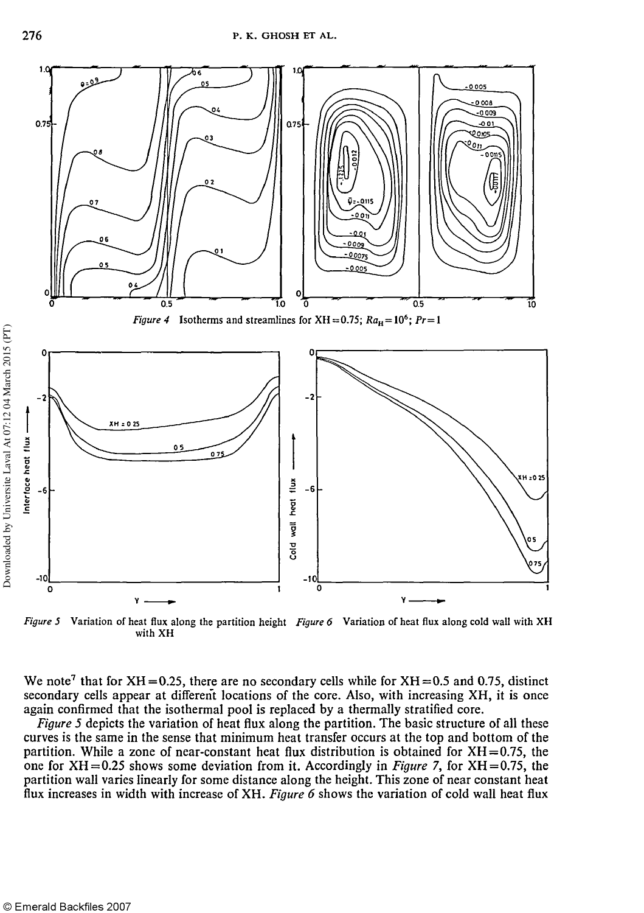*Figure 4* Isotherms and streamlines for XH = 0.75; $Ra_H = 10^6$; $Pr = 1$

*Figure 5* Variation of heat flux along the partition height with XH

*Figure 6* Variation of heat flux along cold wall with XH

We note[7] that for XH = 0.25, there are no secondary cells while for XH = 0.5 and 0.75, distinct secondary cells appear at different locations of the core. Also, with increasing XH, it is once again confirmed that the isothermal pool is replaced by a thermally stratified core.

*Figure 5* depicts the variation of heat flux along the partition. The basic structure of all these curves is the same in the sense that minimum heat transfer occurs at the top and bottom of the partition. While a zone of near-constant heat flux distribution is obtained for XH = 0.75, the one for XH = 0.25 shows some deviation from it. Accordingly in *Figure 7*, for XH = 0.75, the partition wall varies linearly for some distance along the height. This zone of near constant heat flux increases in width with increase of XH. *Figure 6* shows the variation of cold wall heat flux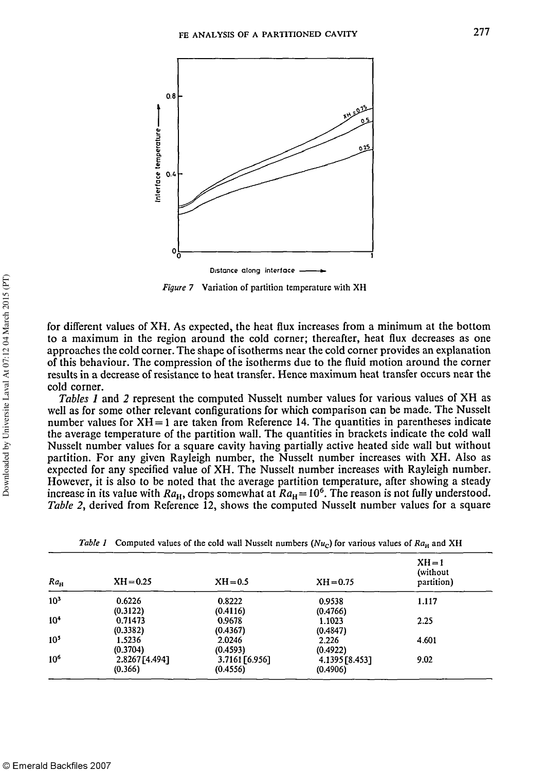Figure 7 Variation of partition temperature with XH

for different values of XH. As expected, the heat flux increases from a minimum at the bottom to a maximum in the region around the cold corner; thereafter, heat flux decreases as one approaches the cold corner. The shape of isotherms near the cold corner provides an explanation of this behaviour. The compression of the isotherms due to the fluid motion around the corner results in a decrease of resistance to heat transfer. Hence maximum heat transfer occurs near the cold corner.

*Tables 1* and *2* represent the computed Nusselt number values for various values of XH as well as for some other relevant configurations for which comparison can be made. The Nusselt number values for XH = 1 are taken from Reference 14. The quantities in parentheses indicate the average temperature of the partition wall. The quantities in brackets indicate the cold wall Nusselt number values for a square cavity having partially active heated side wall but without partition. For any given Rayleigh number, the Nusselt number increases with XH. Also as expected for any specified value of XH. The Nusselt number increases with Rayleigh number. However, it is also to be noted that the average partition temperature, after showing a steady increase in its value with $Ra_H$, drops somewhat at $Ra_H = 10^6$. The reason is not fully understood. *Table 2*, derived from Reference 12, shows the computed Nusselt number values for a square

*Table 1* Computed values of the cold wall Nusselt numbers ($Nu_C$) for various values of $Ra_H$ and XH

| $Ra_H$ | XH = 0.25 | XH = 0.5 | XH = 0.75 | XH = 1 (without partition) |
|---|---|---|---|---|
| $10^3$ | 0.6226 (0.3122) | 0.8222 (0.4116) | 0.9538 (0.4766) | 1.117 |
| $10^4$ | 0.71473 (0.3382) | 0.9678 (0.4367) | 1.1023 (0.4847) | 2.25 |
| $10^5$ | 1.5236 (0.3704) | 2.0246 (0.4593) | 2.226 (0.4922) | 4.601 |
| $10^6$ | 2.8267 [4.494] (0.366) | 3.7161 [6.956] (0.4556) | 4.1395 [8.453] (0.4906) | 9.02 |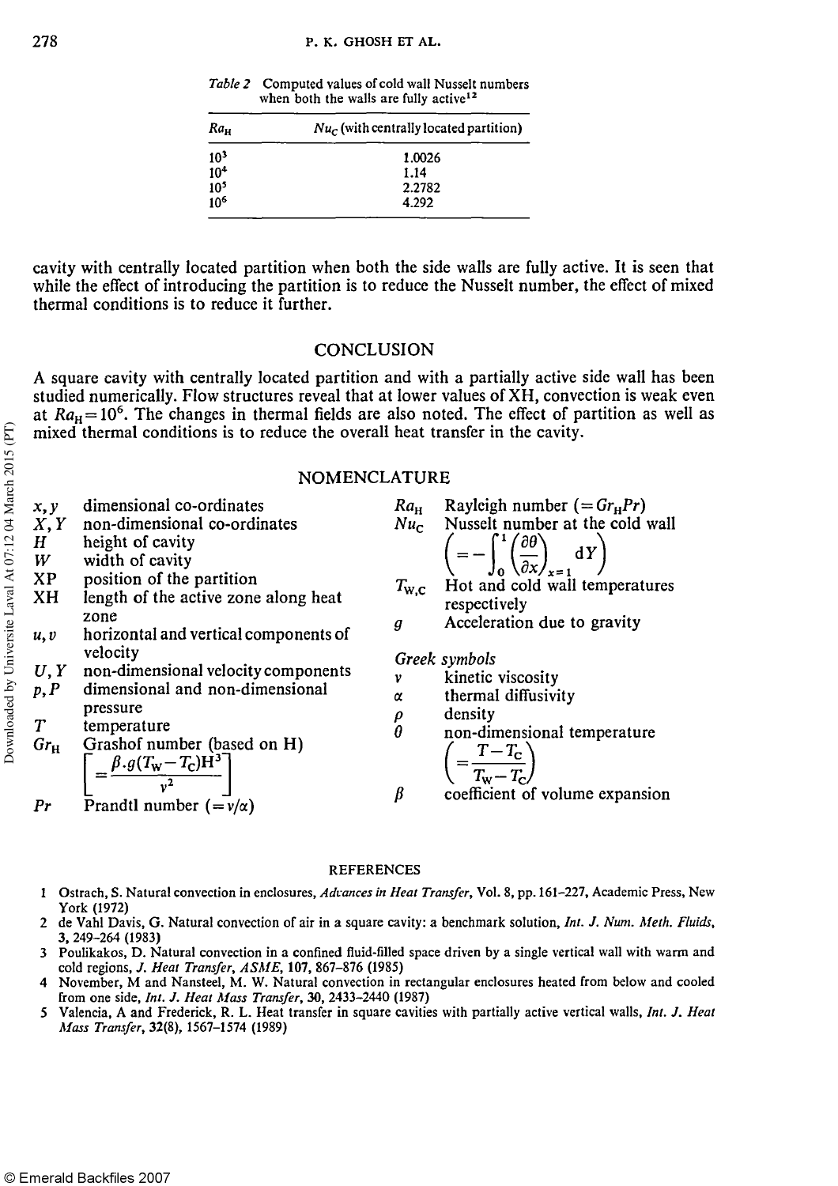*Table 2* Computed values of cold wall Nusselt numbers when both the walls are fully active[12]

| $Ra_H$ | $Nu_C$ (with centrally located partition) |
|---|---|
| $10^3$ | 1.0026 |
| $10^4$ | 1.14 |
| $10^5$ | 2.2782 |
| $10^6$ | 4.292 |

cavity with centrally located partition when both the side walls are fully active. It is seen that while the effect of introducing the partition is to reduce the Nusselt number, the effect of mixed thermal conditions is to reduce it further.

## CONCLUSION

A square cavity with centrally located partition and with a partially active side wall has been studied numerically. Flow structures reveal that at lower values of XH, convection is weak even at $Ra_H = 10^6$. The changes in thermal fields are also noted. The effect of partition as well as mixed thermal conditions is to reduce the overall heat transfer in the cavity.

## NOMENCLATURE

- $x, y$ — dimensional co-ordinates
- $X, Y$ — non-dimensional co-ordinates
- $H$ — height of cavity
- $W$ — width of cavity
- XP — position of the partition
- XH — length of the active zone along heat zone
- $u, v$ — horizontal and vertical components of velocity
- $U, Y$ — non-dimensional velocity components
- $p, P$ — dimensional and non-dimensional pressure
- $T$ — temperature
- $Gr_H$ — Grashof number (based on H) $\left[= \dfrac{\beta . g(T_W - T_C)H^3}{v^2}\right]$
- $Pr$ — Prandtl number $(= v/\alpha)$
- $Ra_H$ — Rayleigh number $(= Gr_H Pr)$
- $Nu_C$ — Nusselt number at the cold wall $\left(= -\int_0^1 \left(\dfrac{\partial \theta}{\partial x}\right)_{x=1} dY\right)$
- $T_{W,C}$ — Hot and cold wall temperatures respectively
- $g$ — Acceleration due to gravity

*Greek symbols*

- $v$ — kinetic viscosity
- $\alpha$ — thermal diffusivity
- $\rho$ — density
- $\theta$ — non-dimensional temperature $\left(= \dfrac{T - T_C}{T_W - T_C}\right)$
- $\beta$ — coefficient of volume expansion

## REFERENCES

1. Ostrach, S. Natural convection in enclosures, *Advances in Heat Transfer*, Vol. 8, pp. 161–227, Academic Press, New York (1972)
2. de Vahl Davis, G. Natural convection of air in a square cavity: a benchmark solution, *Int. J. Num. Meth. Fluids*, **3**, 249–264 (1983)
3. Poulikakos, D. Natural convection in a confined fluid-filled space driven by a single vertical wall with warm and cold regions, *J. Heat Transfer, ASME*, **107**, 867–876 (1985)
4. November, M and Nansteel, M. W. Natural convection in rectangular enclosures heated from below and cooled from one side, *Int. J. Heat Mass Transfer*, **30**, 2433–2440 (1987)
5. Valencia, A and Frederick, R. L. Heat transfer in square cavities with partially active vertical walls, *Int. J. Heat Mass Transfer*, **32**(8), 1567–1574 (1989)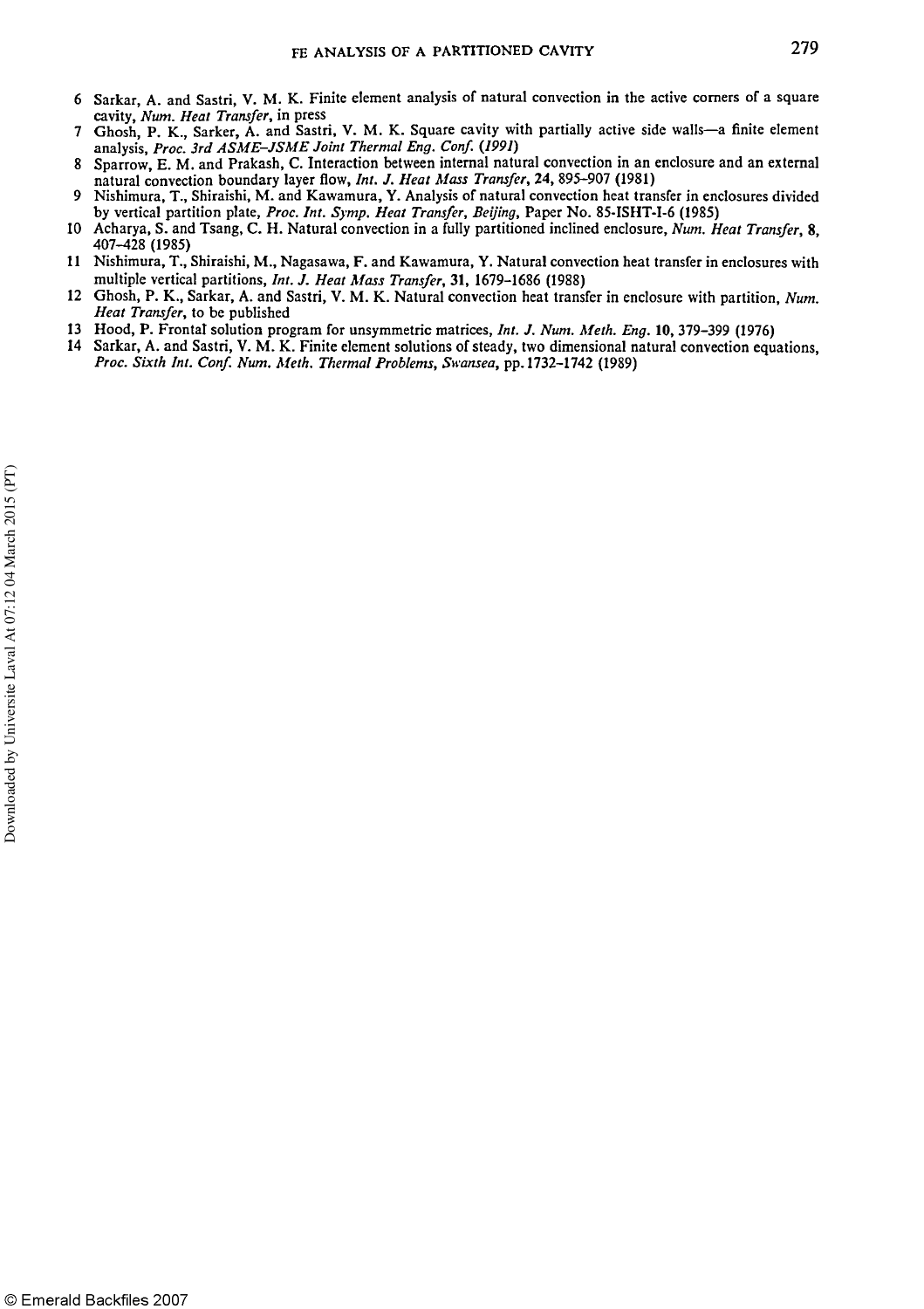6 Sarkar, A. and Sastri, V. M. K. Finite element analysis of natural convection in the active corners of a square cavity, *Num. Heat Transfer*, in press
7 Ghosh, P. K., Sarker, A. and Sastri, V. M. K. Square cavity with partially active side walls—a finite element analysis, *Proc. 3rd ASME-JSME Joint Thermal Eng. Conf. (1991)*
8 Sparrow, E. M. and Prakash, C. Interaction between internal natural convection in an enclosure and an external natural convection boundary layer flow, *Int. J. Heat Mass Transfer*, **24**, 895–907 (1981)
9 Nishimura, T., Shiraishi, M. and Kawamura, Y. Analysis of natural convection heat transfer in enclosures divided by vertical partition plate, *Proc. Int. Symp. Heat Transfer, Beijing*, Paper No. 85-ISHT-I-6 (1985)
10 Acharya, S. and Tsang, C. H. Natural convection in a fully partitioned inclined enclosure, *Num. Heat Transfer*, **8**, 407–428 (1985)
11 Nishimura, T., Shiraishi, M., Nagasawa, F. and Kawamura, Y. Natural convection heat transfer in enclosures with multiple vertical partitions, *Int. J. Heat Mass Transfer*, **31**, 1679–1686 (1988)
12 Ghosh, P. K., Sarkar, A. and Sastri, V. M. K. Natural convection heat transfer in enclosure with partition, *Num. Heat Transfer*, to be published
13 Hood, P. Frontal solution program for unsymmetric matrices, *Int. J. Num. Meth. Eng.* **10**, 379–399 (1976)
14 Sarkar, A. and Sastri, V. M. K. Finite element solutions of steady, two dimensional natural convection equations, *Proc. Sixth Int. Conf. Num. Meth. Thermal Problems, Swansea*, pp. 1732–1742 (1989)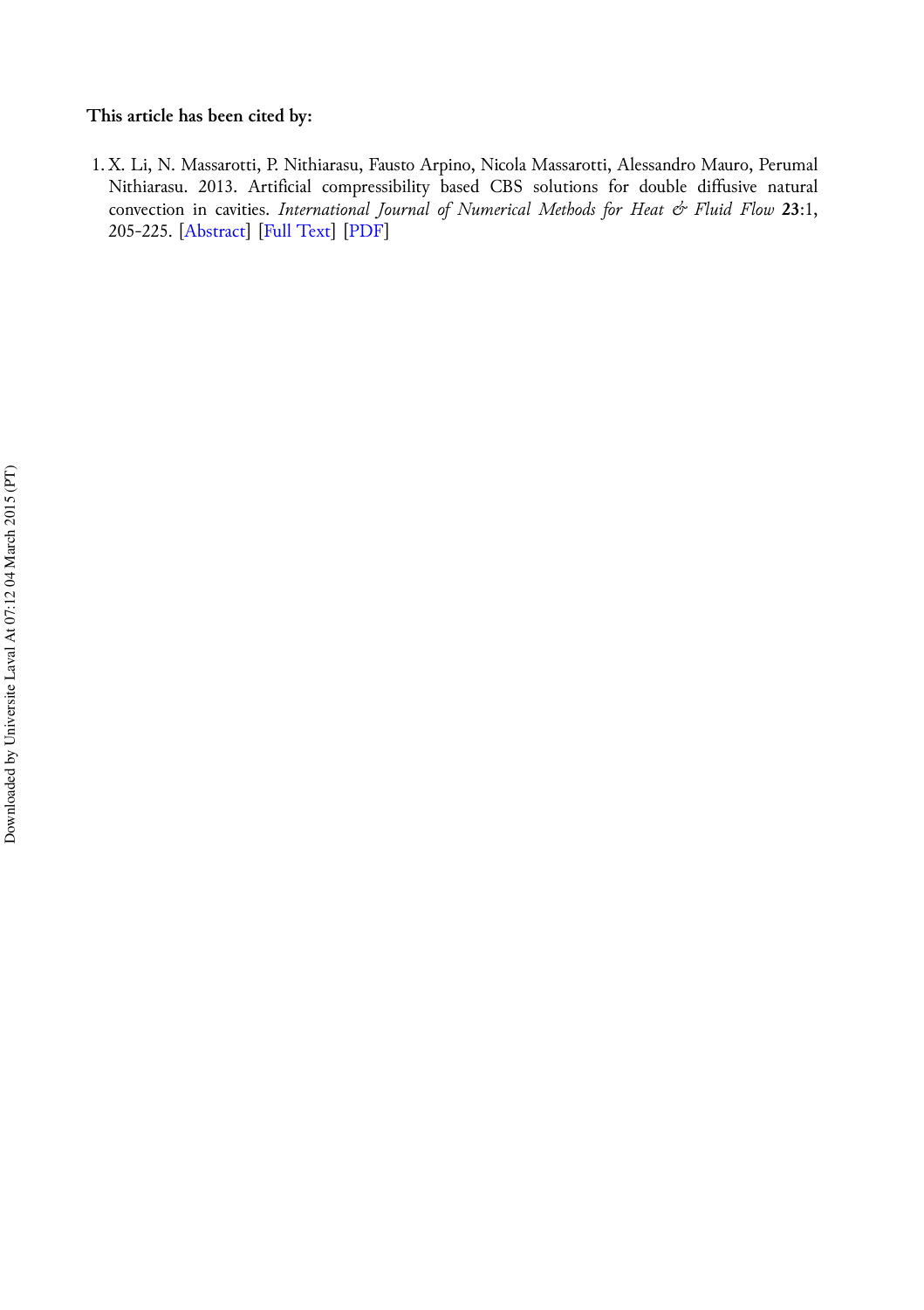**This article has been cited by:**

1. X. Li, N. Massarotti, P. Nithiarasu, Fausto Arpino, Nicola Massarotti, Alessandro Mauro, Perumal Nithiarasu. 2013. Artificial compressibility based CBS solutions for double diffusive natural convection in cavities. *International Journal of Numerical Methods for Heat & Fluid Flow* **23**:1, 205-225. [Abstract] [Full Text] [PDF]